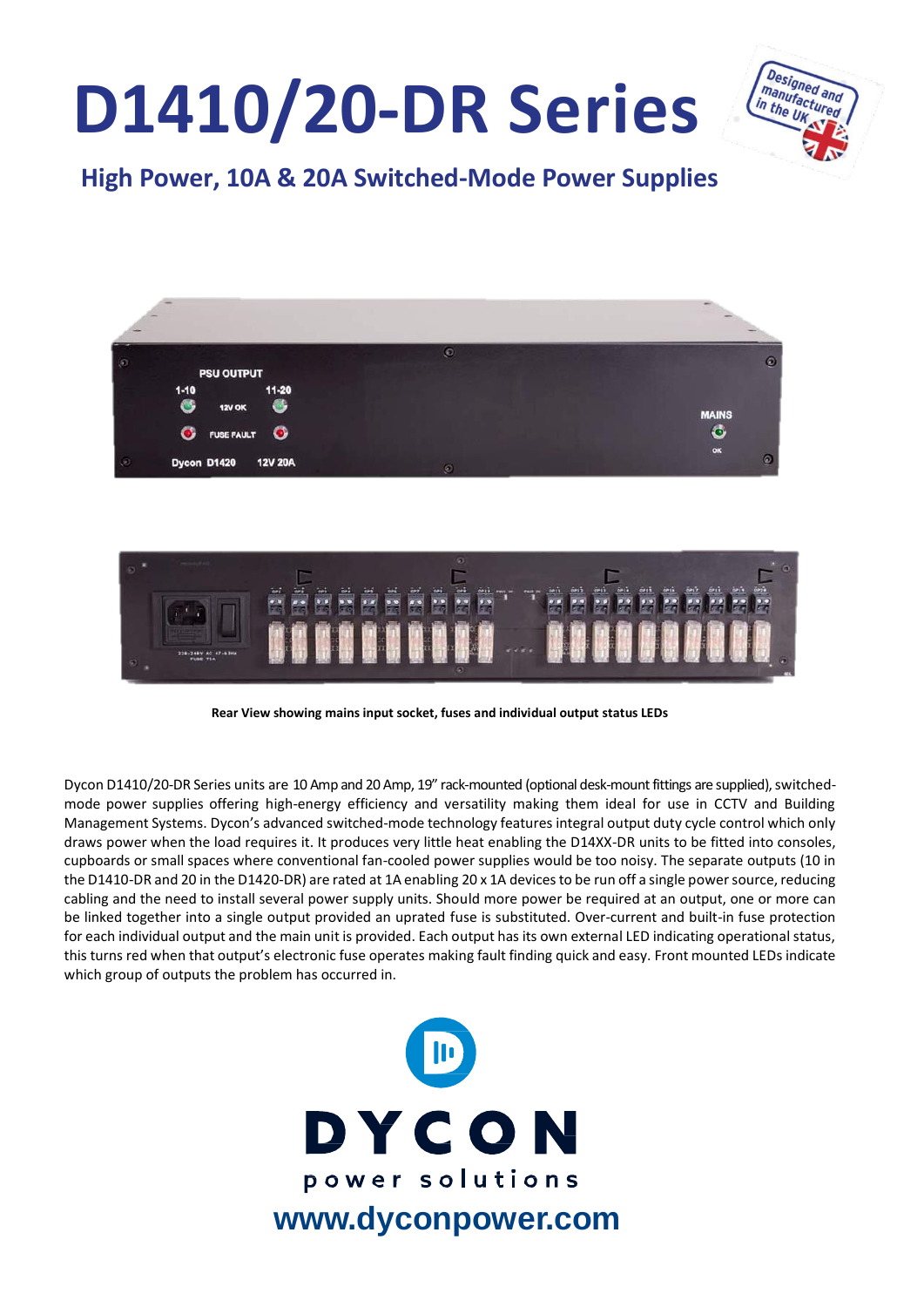# D1410/20-DR Series

## High Power, 10A & 20A Switched-Mode Power Supplies

Rear View showing mains input socket, fuses and individual output status LEDs

Dycon D1410/20-DR Series units are 10 Amp and 20 Amp, 19" rack-mounted (optional desk-mount fittings are supplied), switched-mode power supplies offering high-energy efficiency and versatility making them ideal for use in CCTV and Building Management Systems. Dycon's advanced switched-mode technology features integral output duty cycle control which only draws power when the load requires it. It produces very little heat enabling the D14XX-DR units to be fitted into consoles, cupboards or small spaces where conventional fan-cooled power supplies would be too noisy. The separate outputs (10 in the D1410-DR and 20 in the D1420-DR) are rated at 1A enabling 20 x 1A devices to be run off a single power source, reducing cabling and the need to install several power supply units. Should more power be required at an output, one or more can be linked together into a single output provided an uprated fuse is substituted. Over-current and built-in fuse protection for each individual output and the main unit is provided. Each output has its own external LED indicating operational status, this turns red when that output's electronic fuse operates making fault finding quick and easy. Front mounted LEDs indicate which group of outputs the problem has occurred in.

DYCON

power solutions

www.dyconpower.com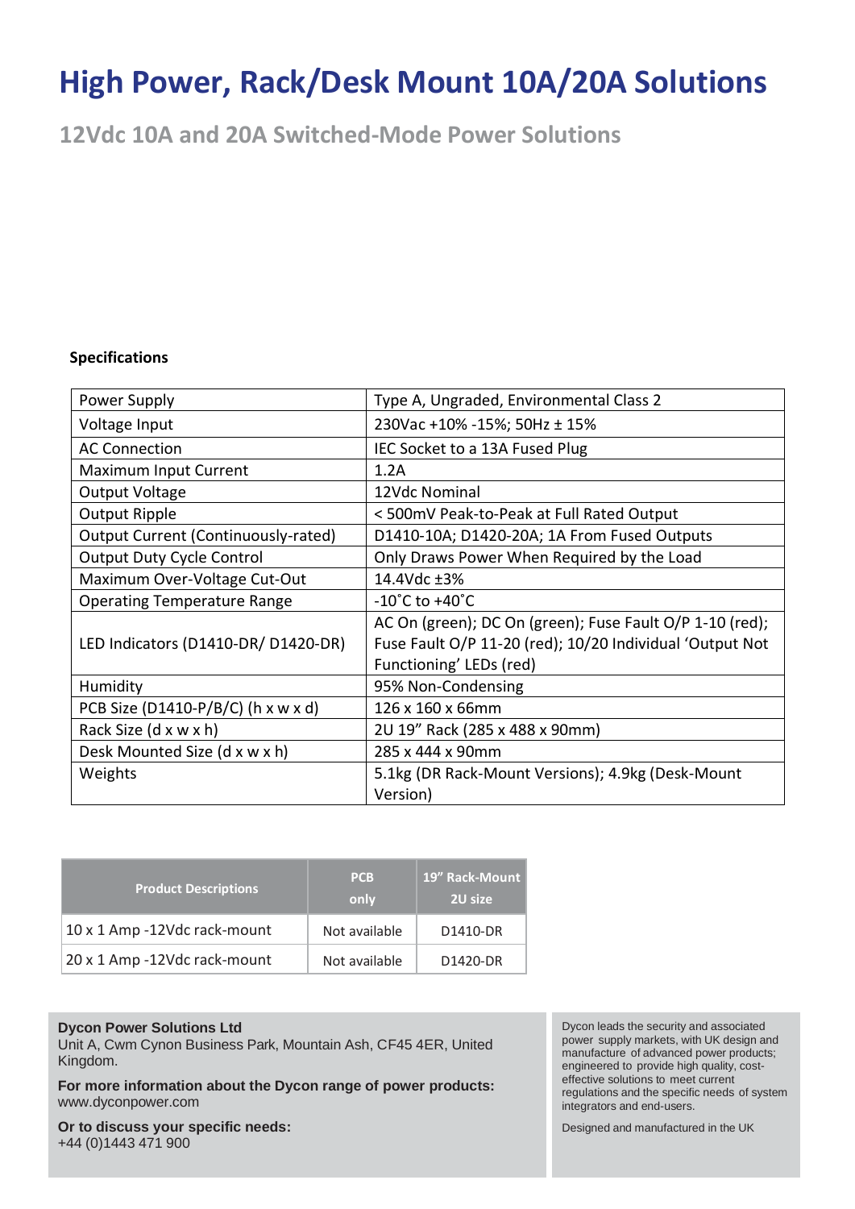# High Power, Rack/Desk Mount 10A/20A Solutions

## 12Vdc 10A and 20A Switched-Mode Power Solutions

**Specifications**

| | |
|---|---|
| Power Supply | Type A, Ungraded, Environmental Class 2 |
| Voltage Input | 230Vac +10% -15%; 50Hz ± 15% |
| AC Connection | IEC Socket to a 13A Fused Plug |
| Maximum Input Current | 1.2A |
| Output Voltage | 12Vdc Nominal |
| Output Ripple | < 500mV Peak-to-Peak at Full Rated Output |
| Output Current (Continuously-rated) | D1410-10A; D1420-20A; 1A From Fused Outputs |
| Output Duty Cycle Control | Only Draws Power When Required by the Load |
| Maximum Over-Voltage Cut-Out | 14.4Vdc ±3% |
| Operating Temperature Range | -10˚C to +40˚C |
| LED Indicators (D1410-DR/ D1420-DR) | AC On (green); DC On (green); Fuse Fault O/P 1-10 (red); Fuse Fault O/P 11-20 (red); 10/20 Individual 'Output Not Functioning' LEDs (red) |
| Humidity | 95% Non-Condensing |
| PCB Size (D1410-P/B/C) (h x w x d) | 126 x 160 x 66mm |
| Rack Size (d x w x h) | 2U 19" Rack (285 x 488 x 90mm) |
| Desk Mounted Size (d x w x h) | 285 x 444 x 90mm |
| Weights | 5.1kg (DR Rack-Mount Versions); 4.9kg (Desk-Mount Version) |

| Product Descriptions | PCB only | 19" Rack-Mount 2U size |
|---|---|---|
| 10 x 1 Amp -12Vdc rack-mount | Not available | D1410-DR |
| 20 x 1 Amp -12Vdc rack-mount | Not available | D1420-DR |

**Dycon Power Solutions Ltd**
Unit A, Cwm Cynon Business Park, Mountain Ash, CF45 4ER, United Kingdom.

**For more information about the Dycon range of power products:**
www.dyconpower.com

**Or to discuss your specific needs:**
+44 (0)1443 471 900

Dycon leads the security and associated power supply markets, with UK design and manufacture of advanced power products; engineered to provide high quality, cost-effective solutions to meet current regulations and the specific needs of system integrators and end-users.

Designed and manufactured in the UK